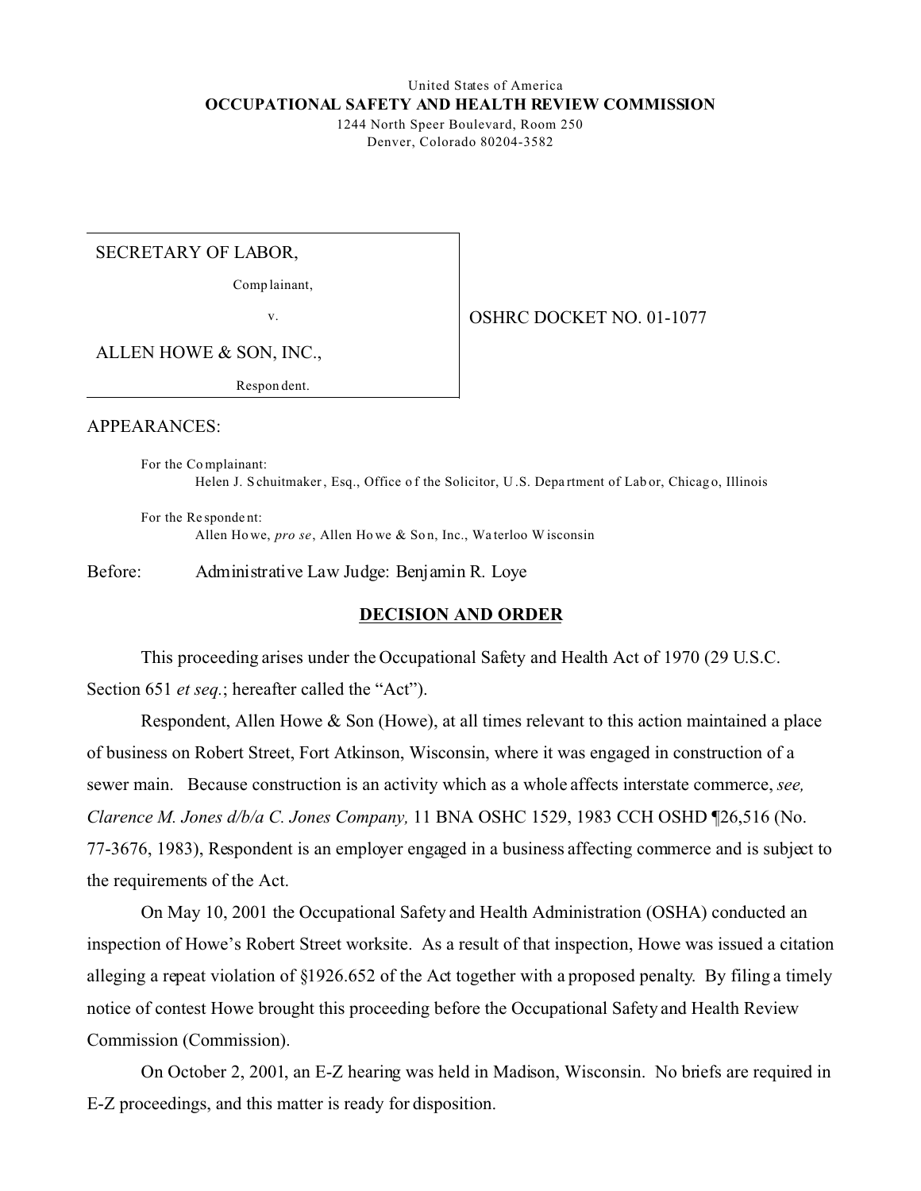United States of America

**OCCUPATIONAL SAFETY AND HEALTH REVIEW COMMISSION**

1244 North Speer Boulevard, Room 250
Denver, Colorado 80204-3582

| | |
|---|---|
| SECRETARY OF LABOR,<br><br>Complainant,<br><br>v.<br><br>ALLEN HOWE & SON, INC.,<br><br>Respondent. | OSHRC DOCKET NO. 01-1077 |

APPEARANCES:

For the Complainant:
Helen J. Schuitmaker, Esq., Office of the Solicitor, U.S. Department of Labor, Chicago, Illinois

For the Respondent:
Allen Howe, *pro se*, Allen Howe & Son, Inc., Waterloo Wisconsin

Before: Administrative Law Judge: Benjamin R. Loye

## **DECISION AND ORDER**

This proceeding arises under the Occupational Safety and Health Act of 1970 (29 U.S.C. Section 651 *et seq.*; hereafter called the "Act").

Respondent, Allen Howe & Son (Howe), at all times relevant to this action maintained a place of business on Robert Street, Fort Atkinson, Wisconsin, where it was engaged in construction of a sewer main. Because construction is an activity which as a whole affects interstate commerce, *see, Clarence M. Jones d/b/a C. Jones Company,* 11 BNA OSHC 1529, 1983 CCH OSHD ¶26,516 (No. 77-3676, 1983), Respondent is an employer engaged in a business affecting commerce and is subject to the requirements of the Act.

On May 10, 2001 the Occupational Safety and Health Administration (OSHA) conducted an inspection of Howe's Robert Street worksite. As a result of that inspection, Howe was issued a citation alleging a repeat violation of §1926.652 of the Act together with a proposed penalty. By filing a timely notice of contest Howe brought this proceeding before the Occupational Safety and Health Review Commission (Commission).

On October 2, 2001, an E-Z hearing was held in Madison, Wisconsin. No briefs are required in E-Z proceedings, and this matter is ready for disposition.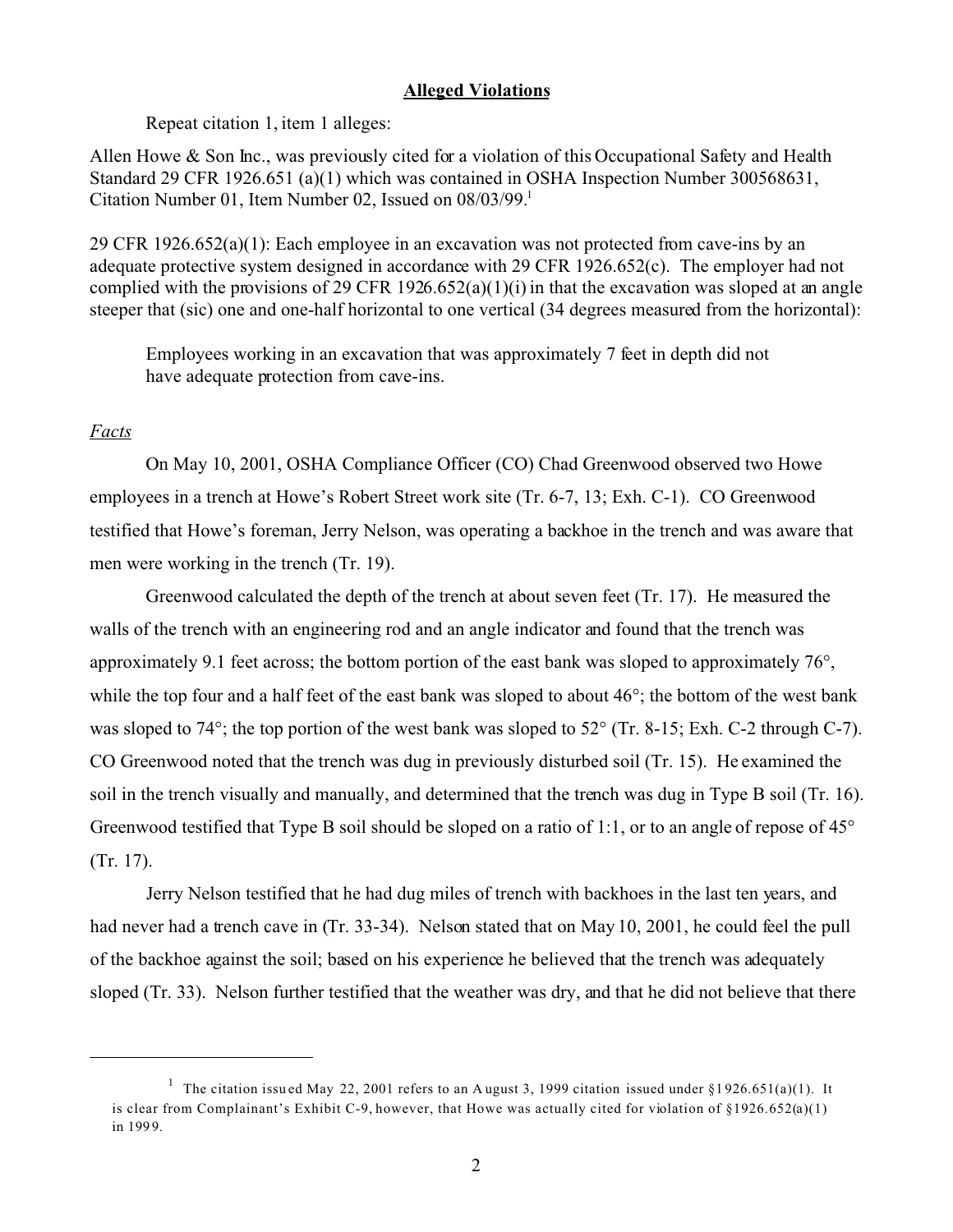**Alleged Violations**

Repeat citation 1, item 1 alleges:

Allen Howe & Son Inc., was previously cited for a violation of this Occupational Safety and Health Standard 29 CFR 1926.651 (a)(1) which was contained in OSHA Inspection Number 300568631, Citation Number 01, Item Number 02, Issued on 08/03/99.[1]

29 CFR 1926.652(a)(1): Each employee in an excavation was not protected from cave-ins by an adequate protective system designed in accordance with 29 CFR 1926.652(c). The employer had not complied with the provisions of 29 CFR 1926.652(a)(1)(i) in that the excavation was sloped at an angle steeper that (sic) one and one-half horizontal to one vertical (34 degrees measured from the horizontal):

> Employees working in an excavation that was approximately 7 feet in depth did not have adequate protection from cave-ins.

*Facts*

On May 10, 2001, OSHA Compliance Officer (CO) Chad Greenwood observed two Howe employees in a trench at Howe's Robert Street work site (Tr. 6-7, 13; Exh. C-1). CO Greenwood testified that Howe's foreman, Jerry Nelson, was operating a backhoe in the trench and was aware that men were working in the trench (Tr. 19).

Greenwood calculated the depth of the trench at about seven feet (Tr. 17). He measured the walls of the trench with an engineering rod and an angle indicator and found that the trench was approximately 9.1 feet across; the bottom portion of the east bank was sloped to approximately 76°, while the top four and a half feet of the east bank was sloped to about 46°; the bottom of the west bank was sloped to 74°; the top portion of the west bank was sloped to 52° (Tr. 8-15; Exh. C-2 through C-7). CO Greenwood noted that the trench was dug in previously disturbed soil (Tr. 15). He examined the soil in the trench visually and manually, and determined that the trench was dug in Type B soil (Tr. 16). Greenwood testified that Type B soil should be sloped on a ratio of 1:1, or to an angle of repose of 45° (Tr. 17).

Jerry Nelson testified that he had dug miles of trench with backhoes in the last ten years, and had never had a trench cave in (Tr. 33-34). Nelson stated that on May 10, 2001, he could feel the pull of the backhoe against the soil; based on his experience he believed that the trench was adequately sloped (Tr. 33). Nelson further testified that the weather was dry, and that he did not believe that there

---

[1] The citation issued May 22, 2001 refers to an August 3, 1999 citation issued under §1926.651(a)(1). It is clear from Complainant's Exhibit C-9, however, that Howe was actually cited for violation of §1926.652(a)(1) in 1999.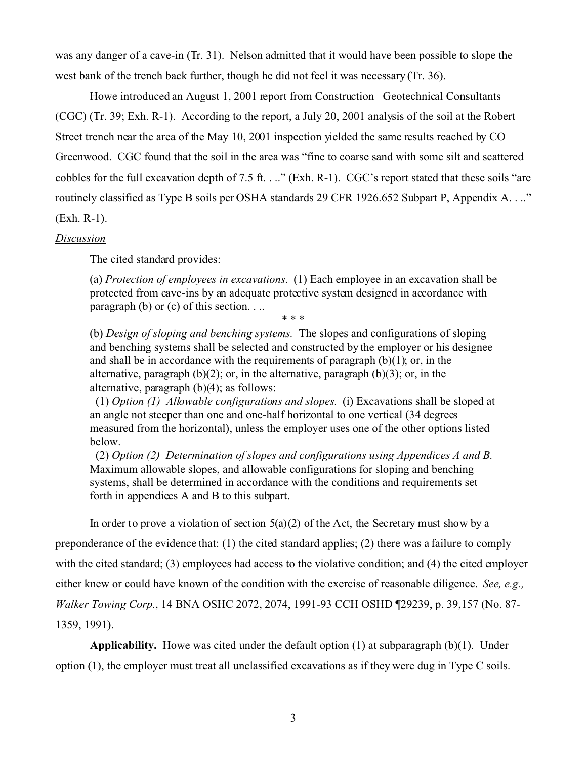was any danger of a cave-in (Tr. 31). Nelson admitted that it would have been possible to slope the west bank of the trench back further, though he did not feel it was necessary (Tr. 36).

Howe introduced an August 1, 2001 report from Construction Geotechnical Consultants (CGC) (Tr. 39; Exh. R-1). According to the report, a July 20, 2001 analysis of the soil at the Robert Street trench near the area of the May 10, 2001 inspection yielded the same results reached by CO Greenwood. CGC found that the soil in the area was "fine to coarse sand with some silt and scattered cobbles for the full excavation depth of 7.5 ft. . .." (Exh. R-1). CGC's report stated that these soils "are routinely classified as Type B soils per OSHA standards 29 CFR 1926.652 Subpart P, Appendix A. . .." (Exh. R-1).

*Discussion*

The cited standard provides:

> (a) *Protection of employees in excavations.* (1) Each employee in an excavation shall be protected from cave-ins by an adequate protective system designed in accordance with paragraph (b) or (c) of this section. . ..
>
> \* \* \*
>
> (b) *Design of sloping and benching systems.* The slopes and configurations of sloping and benching systems shall be selected and constructed by the employer or his designee and shall be in accordance with the requirements of paragraph (b)(1); or, in the alternative, paragraph (b)(2); or, in the alternative, paragraph (b)(3); or, in the alternative, paragraph (b)(4); as follows:
>
> (1) *Option (1)–Allowable configurations and slopes.* (i) Excavations shall be sloped at an angle not steeper than one and one-half horizontal to one vertical (34 degrees measured from the horizontal), unless the employer uses one of the other options listed below.
>
> (2) *Option (2)–Determination of slopes and configurations using Appendices A and B.* Maximum allowable slopes, and allowable configurations for sloping and benching systems, shall be determined in accordance with the conditions and requirements set forth in appendices A and B to this subpart.

In order to prove a violation of section 5(a)(2) of the Act, the Secretary must show by a preponderance of the evidence that: (1) the cited standard applies; (2) there was a failure to comply with the cited standard; (3) employees had access to the violative condition; and (4) the cited employer either knew or could have known of the condition with the exercise of reasonable diligence. *See, e.g., Walker Towing Corp.*, 14 BNA OSHC 2072, 2074, 1991-93 CCH OSHD ¶29239, p. 39,157 (No. 87-1359, 1991).

**Applicability.** Howe was cited under the default option (1) at subparagraph (b)(1). Under option (1), the employer must treat all unclassified excavations as if they were dug in Type C soils.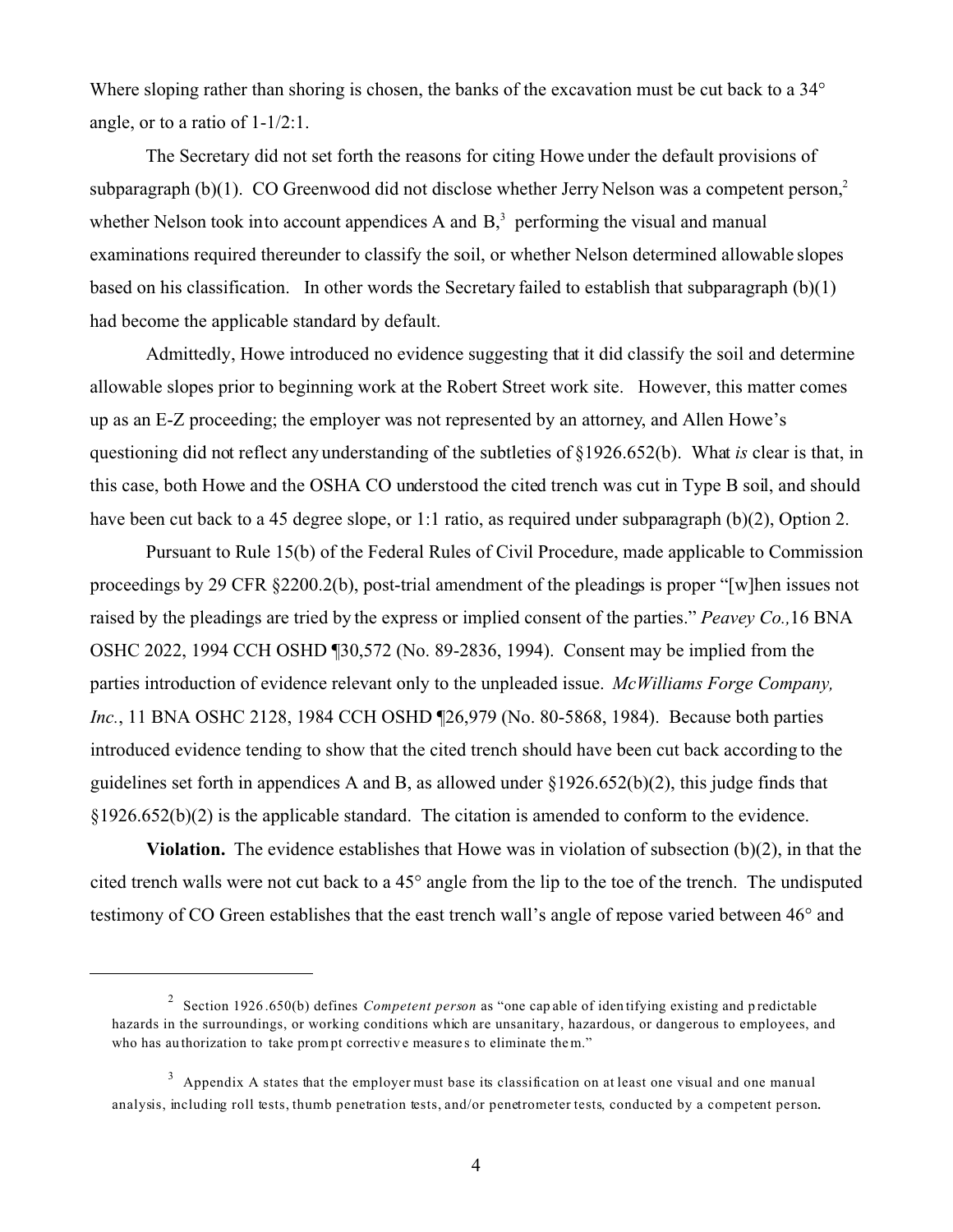Where sloping rather than shoring is chosen, the banks of the excavation must be cut back to a 34° angle, or to a ratio of 1-1/2:1.

The Secretary did not set forth the reasons for citing Howe under the default provisions of subparagraph (b)(1). CO Greenwood did not disclose whether Jerry Nelson was a competent person,[2] whether Nelson took into account appendices A and B,[3] performing the visual and manual examinations required thereunder to classify the soil, or whether Nelson determined allowable slopes based on his classification. In other words the Secretary failed to establish that subparagraph (b)(1) had become the applicable standard by default.

Admittedly, Howe introduced no evidence suggesting that it did classify the soil and determine allowable slopes prior to beginning work at the Robert Street work site. However, this matter comes up as an E-Z proceeding; the employer was not represented by an attorney, and Allen Howe's questioning did not reflect any understanding of the subtleties of §1926.652(b). What *is* clear is that, in this case, both Howe and the OSHA CO understood the cited trench was cut in Type B soil, and should have been cut back to a 45 degree slope, or 1:1 ratio, as required under subparagraph (b)(2), Option 2.

Pursuant to Rule 15(b) of the Federal Rules of Civil Procedure, made applicable to Commission proceedings by 29 CFR §2200.2(b), post-trial amendment of the pleadings is proper "[w]hen issues not raised by the pleadings are tried by the express or implied consent of the parties." *Peavey Co.,* 16 BNA OSHC 2022, 1994 CCH OSHD ¶30,572 (No. 89-2836, 1994). Consent may be implied from the parties introduction of evidence relevant only to the unpleaded issue. *McWilliams Forge Company, Inc.*, 11 BNA OSHC 2128, 1984 CCH OSHD ¶26,979 (No. 80-5868, 1984). Because both parties introduced evidence tending to show that the cited trench should have been cut back according to the guidelines set forth in appendices A and B, as allowed under §1926.652(b)(2), this judge finds that §1926.652(b)(2) is the applicable standard. The citation is amended to conform to the evidence.

**Violation.** The evidence establishes that Howe was in violation of subsection (b)(2), in that the cited trench walls were not cut back to a 45° angle from the lip to the toe of the trench. The undisputed testimony of CO Green establishes that the east trench wall's angle of repose varied between 46° and

---

[2] Section 1926.650(b) defines *Competent person* as "one capable of identifying existing and predictable hazards in the surroundings, or working conditions which are unsanitary, hazardous, or dangerous to employees, and who has authorization to take prompt corrective measures to eliminate them."

[3] Appendix A states that the employer must base its classification on at least one visual and one manual analysis, including roll tests, thumb penetration tests, and/or penetrometer tests, conducted by a competent person.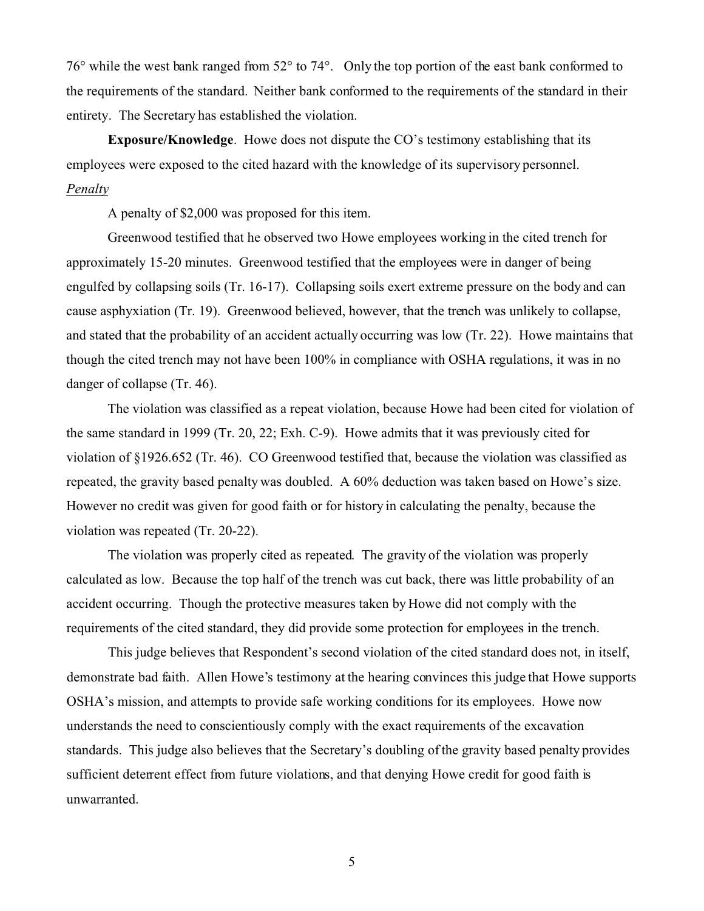76° while the west bank ranged from 52° to 74°. Only the top portion of the east bank conformed to the requirements of the standard. Neither bank conformed to the requirements of the standard in their entirety. The Secretary has established the violation.

**Exposure/Knowledge**. Howe does not dispute the CO's testimony establishing that its employees were exposed to the cited hazard with the knowledge of its supervisory personnel.

*Penalty*

A penalty of $2,000 was proposed for this item.

Greenwood testified that he observed two Howe employees working in the cited trench for approximately 15-20 minutes. Greenwood testified that the employees were in danger of being engulfed by collapsing soils (Tr. 16-17). Collapsing soils exert extreme pressure on the body and can cause asphyxiation (Tr. 19). Greenwood believed, however, that the trench was unlikely to collapse, and stated that the probability of an accident actually occurring was low (Tr. 22). Howe maintains that though the cited trench may not have been 100% in compliance with OSHA regulations, it was in no danger of collapse (Tr. 46).

The violation was classified as a repeat violation, because Howe had been cited for violation of the same standard in 1999 (Tr. 20, 22; Exh. C-9). Howe admits that it was previously cited for violation of §1926.652 (Tr. 46). CO Greenwood testified that, because the violation was classified as repeated, the gravity based penalty was doubled. A 60% deduction was taken based on Howe's size. However no credit was given for good faith or for history in calculating the penalty, because the violation was repeated (Tr. 20-22).

The violation was properly cited as repeated. The gravity of the violation was properly calculated as low. Because the top half of the trench was cut back, there was little probability of an accident occurring. Though the protective measures taken by Howe did not comply with the requirements of the cited standard, they did provide some protection for employees in the trench.

This judge believes that Respondent's second violation of the cited standard does not, in itself, demonstrate bad faith. Allen Howe's testimony at the hearing convinces this judge that Howe supports OSHA's mission, and attempts to provide safe working conditions for its employees. Howe now understands the need to conscientiously comply with the exact requirements of the excavation standards. This judge also believes that the Secretary's doubling of the gravity based penalty provides sufficient deterrent effect from future violations, and that denying Howe credit for good faith is unwarranted.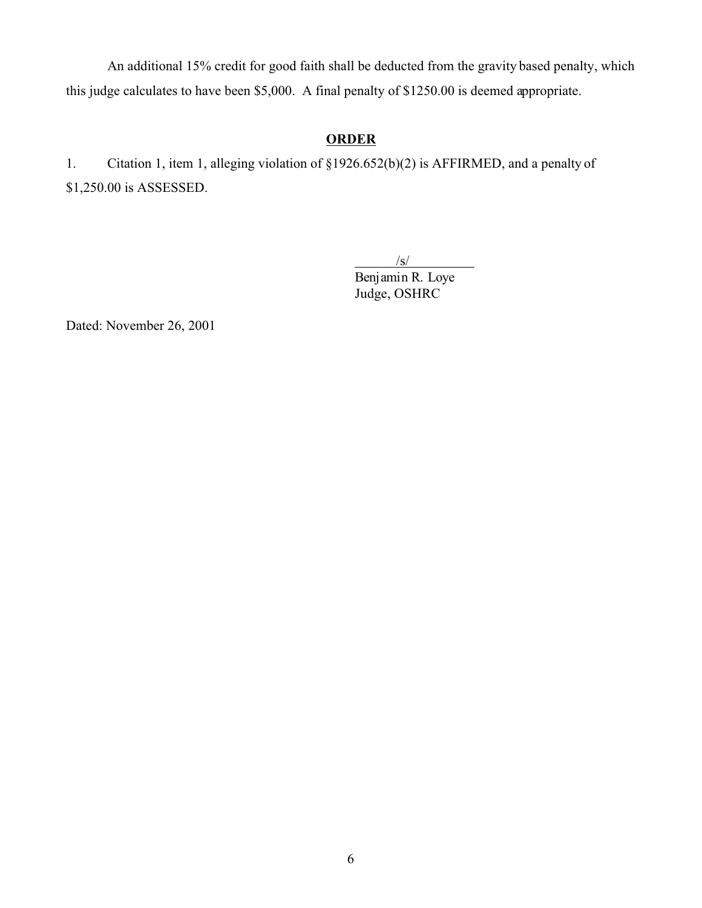An additional 15% credit for good faith shall be deducted from the gravity based penalty, which this judge calculates to have been $5,000. A final penalty of $1250.00 is deemed appropriate.

**ORDER**

1. Citation 1, item 1, alleging violation of §1926.652(b)(2) is AFFIRMED, and a penalty of $1,250.00 is ASSESSED.

/s/
Benjamin R. Loye
Judge, OSHRC

Dated: November 26, 2001